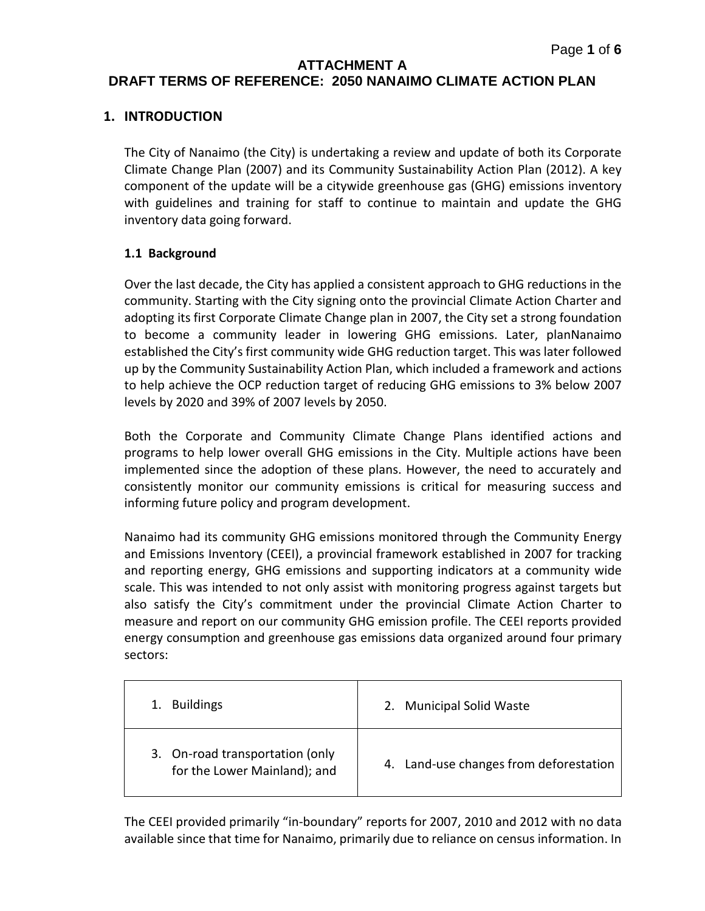# ATTACHMENT A
# DRAFT TERMS OF REFERENCE: 2050 NANAIMO CLIMATE ACTION PLAN

## 1. INTRODUCTION

The City of Nanaimo (the City) is undertaking a review and update of both its Corporate Climate Change Plan (2007) and its Community Sustainability Action Plan (2012). A key component of the update will be a citywide greenhouse gas (GHG) emissions inventory with guidelines and training for staff to continue to maintain and update the GHG inventory data going forward.

### 1.1 Background

Over the last decade, the City has applied a consistent approach to GHG reductions in the community. Starting with the City signing onto the provincial Climate Action Charter and adopting its first Corporate Climate Change plan in 2007, the City set a strong foundation to become a community leader in lowering GHG emissions. Later, planNanaimo established the City's first community wide GHG reduction target. This was later followed up by the Community Sustainability Action Plan, which included a framework and actions to help achieve the OCP reduction target of reducing GHG emissions to 3% below 2007 levels by 2020 and 39% of 2007 levels by 2050.

Both the Corporate and Community Climate Change Plans identified actions and programs to help lower overall GHG emissions in the City. Multiple actions have been implemented since the adoption of these plans. However, the need to accurately and consistently monitor our community emissions is critical for measuring success and informing future policy and program development.

Nanaimo had its community GHG emissions monitored through the Community Energy and Emissions Inventory (CEEI), a provincial framework established in 2007 for tracking and reporting energy, GHG emissions and supporting indicators at a community wide scale. This was intended to not only assist with monitoring progress against targets but also satisfy the City's commitment under the provincial Climate Action Charter to measure and report on our community GHG emission profile. The CEEI reports provided energy consumption and greenhouse gas emissions data organized around four primary sectors:

| | |
|---|---|
| 1. Buildings | 2. Municipal Solid Waste |
| 3. On-road transportation (only for the Lower Mainland); and | 4. Land-use changes from deforestation |

The CEEI provided primarily "in-boundary" reports for 2007, 2010 and 2012 with no data available since that time for Nanaimo, primarily due to reliance on census information. In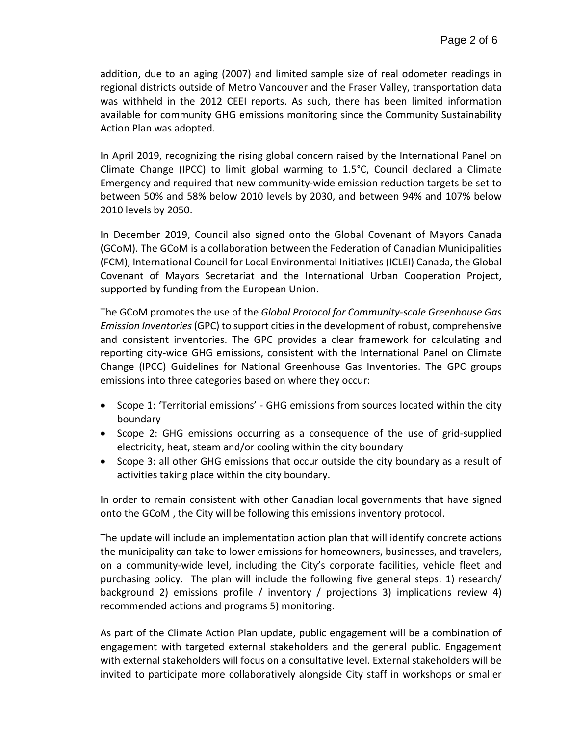addition, due to an aging (2007) and limited sample size of real odometer readings in regional districts outside of Metro Vancouver and the Fraser Valley, transportation data was withheld in the 2012 CEEI reports. As such, there has been limited information available for community GHG emissions monitoring since the Community Sustainability Action Plan was adopted.

In April 2019, recognizing the rising global concern raised by the International Panel on Climate Change (IPCC) to limit global warming to 1.5°C, Council declared a Climate Emergency and required that new community-wide emission reduction targets be set to between 50% and 58% below 2010 levels by 2030, and between 94% and 107% below 2010 levels by 2050.

In December 2019, Council also signed onto the Global Covenant of Mayors Canada (GCoM). The GCoM is a collaboration between the Federation of Canadian Municipalities (FCM), International Council for Local Environmental Initiatives (ICLEI) Canada, the Global Covenant of Mayors Secretariat and the International Urban Cooperation Project, supported by funding from the European Union.

The GCoM promotes the use of the *Global Protocol for Community-scale Greenhouse Gas Emission Inventories* (GPC) to support cities in the development of robust, comprehensive and consistent inventories. The GPC provides a clear framework for calculating and reporting city-wide GHG emissions, consistent with the International Panel on Climate Change (IPCC) Guidelines for National Greenhouse Gas Inventories. The GPC groups emissions into three categories based on where they occur:

- Scope 1: 'Territorial emissions' - GHG emissions from sources located within the city boundary
- Scope 2: GHG emissions occurring as a consequence of the use of grid-supplied electricity, heat, steam and/or cooling within the city boundary
- Scope 3: all other GHG emissions that occur outside the city boundary as a result of activities taking place within the city boundary.

In order to remain consistent with other Canadian local governments that have signed onto the GCoM , the City will be following this emissions inventory protocol.

The update will include an implementation action plan that will identify concrete actions the municipality can take to lower emissions for homeowners, businesses, and travelers, on a community-wide level, including the City's corporate facilities, vehicle fleet and purchasing policy. The plan will include the following five general steps: 1) research/ background 2) emissions profile / inventory / projections 3) implications review 4) recommended actions and programs 5) monitoring.

As part of the Climate Action Plan update, public engagement will be a combination of engagement with targeted external stakeholders and the general public. Engagement with external stakeholders will focus on a consultative level. External stakeholders will be invited to participate more collaboratively alongside City staff in workshops or smaller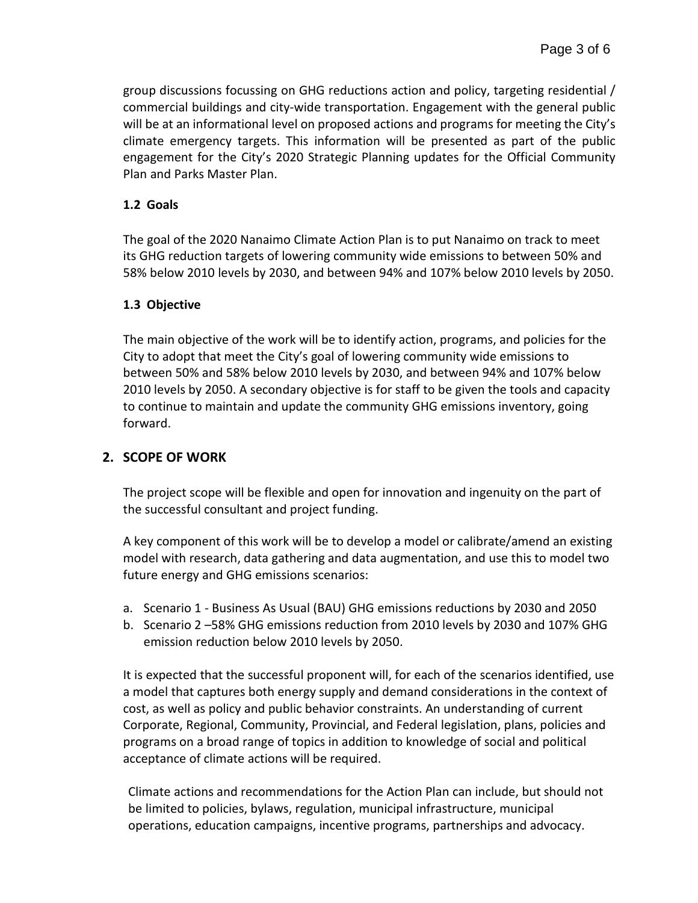group discussions focussing on GHG reductions action and policy, targeting residential / commercial buildings and city-wide transportation. Engagement with the general public will be at an informational level on proposed actions and programs for meeting the City's climate emergency targets. This information will be presented as part of the public engagement for the City's 2020 Strategic Planning updates for the Official Community Plan and Parks Master Plan.

### 1.2 Goals

The goal of the 2020 Nanaimo Climate Action Plan is to put Nanaimo on track to meet its GHG reduction targets of lowering community wide emissions to between 50% and 58% below 2010 levels by 2030, and between 94% and 107% below 2010 levels by 2050.

### 1.3 Objective

The main objective of the work will be to identify action, programs, and policies for the City to adopt that meet the City's goal of lowering community wide emissions to between 50% and 58% below 2010 levels by 2030, and between 94% and 107% below 2010 levels by 2050. A secondary objective is for staff to be given the tools and capacity to continue to maintain and update the community GHG emissions inventory, going forward.

## 2. SCOPE OF WORK

The project scope will be flexible and open for innovation and ingenuity on the part of the successful consultant and project funding.

A key component of this work will be to develop a model or calibrate/amend an existing model with research, data gathering and data augmentation, and use this to model two future energy and GHG emissions scenarios:

a. Scenario 1 - Business As Usual (BAU) GHG emissions reductions by 2030 and 2050
b. Scenario 2 –58% GHG emissions reduction from 2010 levels by 2030 and 107% GHG emission reduction below 2010 levels by 2050.

It is expected that the successful proponent will, for each of the scenarios identified, use a model that captures both energy supply and demand considerations in the context of cost, as well as policy and public behavior constraints. An understanding of current Corporate, Regional, Community, Provincial, and Federal legislation, plans, policies and programs on a broad range of topics in addition to knowledge of social and political acceptance of climate actions will be required.

Climate actions and recommendations for the Action Plan can include, but should not be limited to policies, bylaws, regulation, municipal infrastructure, municipal operations, education campaigns, incentive programs, partnerships and advocacy.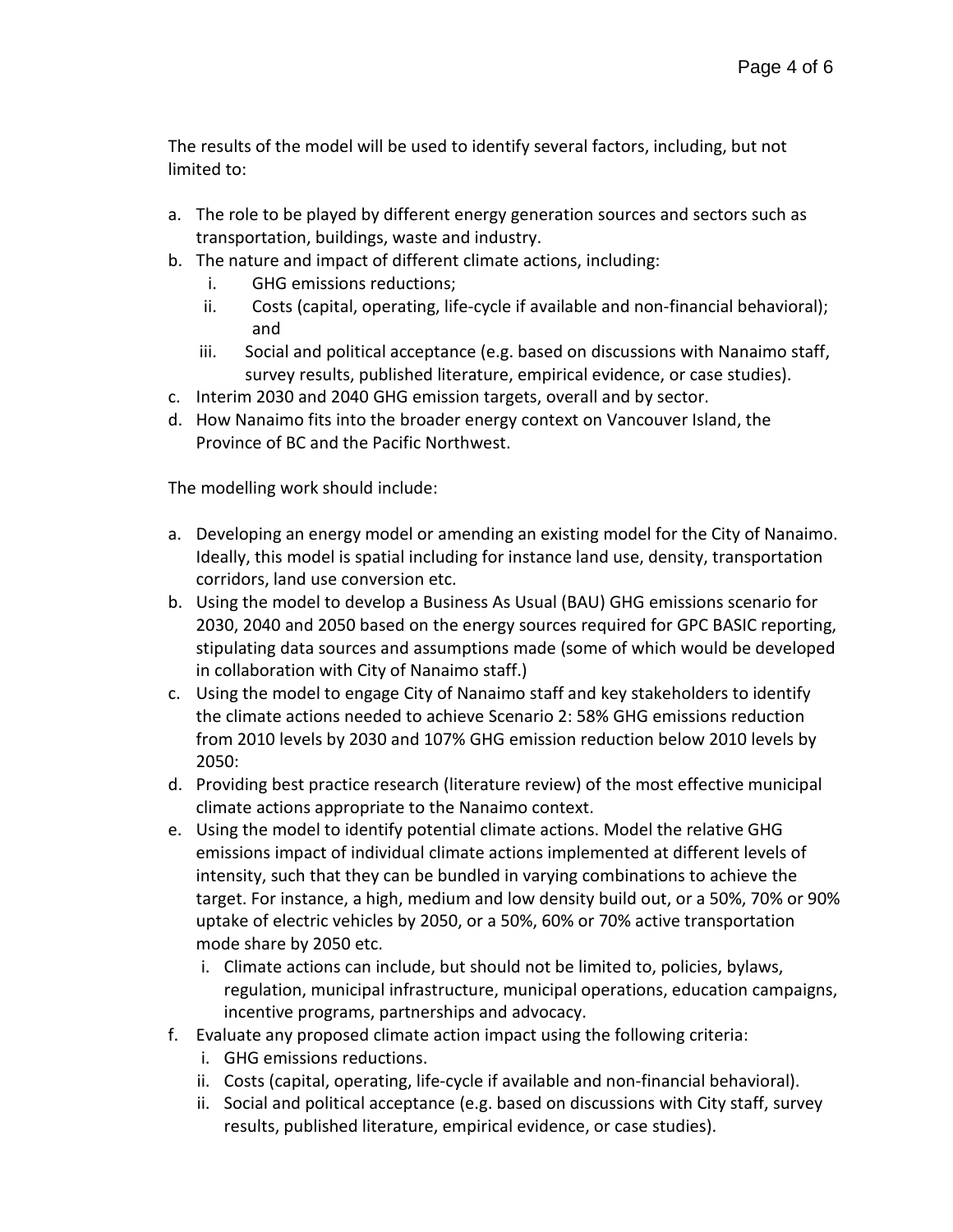The results of the model will be used to identify several factors, including, but not limited to:

a. The role to be played by different energy generation sources and sectors such as transportation, buildings, waste and industry.
b. The nature and impact of different climate actions, including:
   i. GHG emissions reductions;
   ii. Costs (capital, operating, life-cycle if available and non-financial behavioral); and
   iii. Social and political acceptance (e.g. based on discussions with Nanaimo staff, survey results, published literature, empirical evidence, or case studies).
c. Interim 2030 and 2040 GHG emission targets, overall and by sector.
d. How Nanaimo fits into the broader energy context on Vancouver Island, the Province of BC and the Pacific Northwest.

The modelling work should include:

a. Developing an energy model or amending an existing model for the City of Nanaimo. Ideally, this model is spatial including for instance land use, density, transportation corridors, land use conversion etc.
b. Using the model to develop a Business As Usual (BAU) GHG emissions scenario for 2030, 2040 and 2050 based on the energy sources required for GPC BASIC reporting, stipulating data sources and assumptions made (some of which would be developed in collaboration with City of Nanaimo staff.)
c. Using the model to engage City of Nanaimo staff and key stakeholders to identify the climate actions needed to achieve Scenario 2: 58% GHG emissions reduction from 2010 levels by 2030 and 107% GHG emission reduction below 2010 levels by 2050:
d. Providing best practice research (literature review) of the most effective municipal climate actions appropriate to the Nanaimo context.
e. Using the model to identify potential climate actions. Model the relative GHG emissions impact of individual climate actions implemented at different levels of intensity, such that they can be bundled in varying combinations to achieve the target. For instance, a high, medium and low density build out, or a 50%, 70% or 90% uptake of electric vehicles by 2050, or a 50%, 60% or 70% active transportation mode share by 2050 etc.
   i. Climate actions can include, but should not be limited to, policies, bylaws, regulation, municipal infrastructure, municipal operations, education campaigns, incentive programs, partnerships and advocacy.
f. Evaluate any proposed climate action impact using the following criteria:
   i. GHG emissions reductions.
   ii. Costs (capital, operating, life-cycle if available and non-financial behavioral).
   ii. Social and political acceptance (e.g. based on discussions with City staff, survey results, published literature, empirical evidence, or case studies).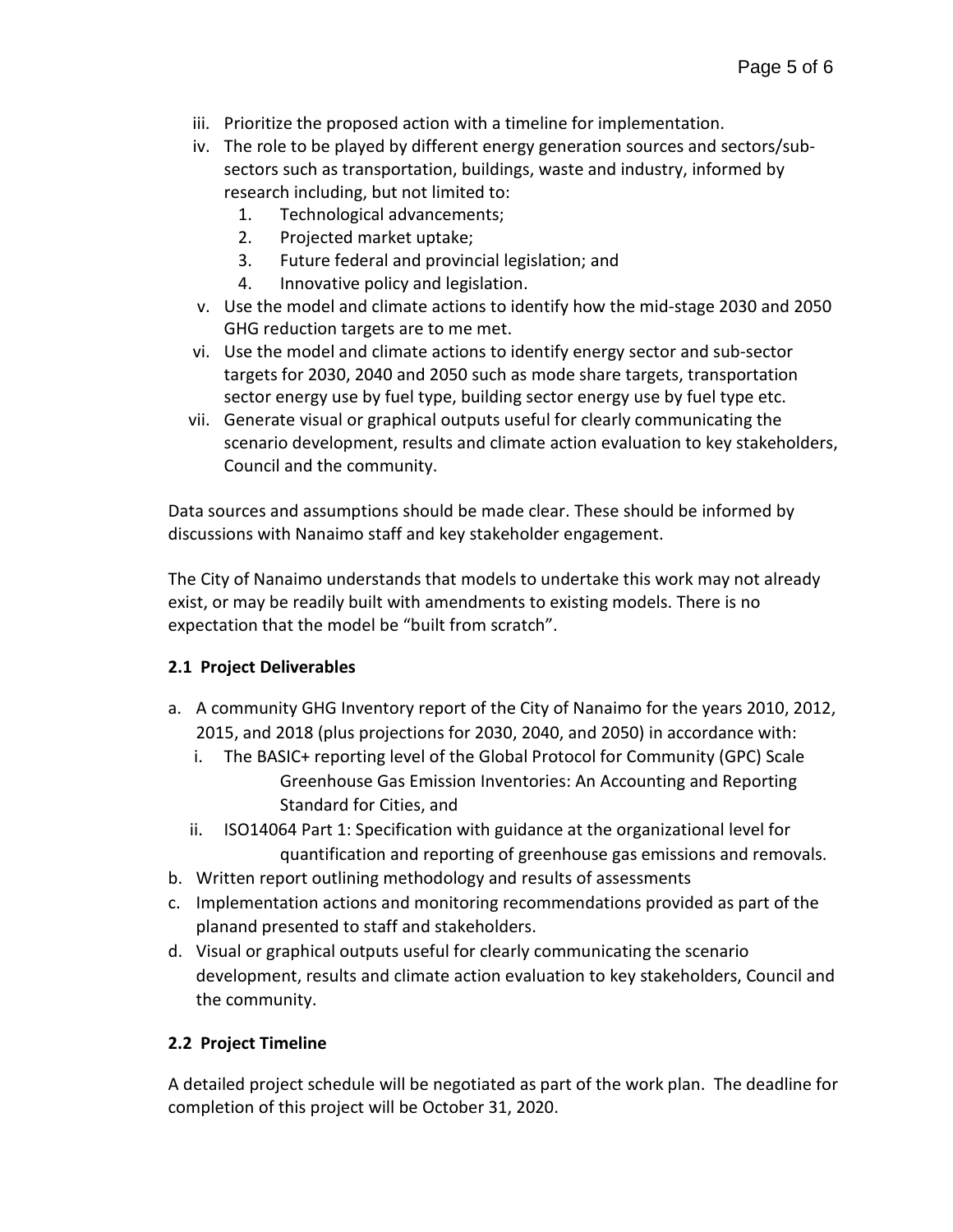iii. Prioritize the proposed action with a timeline for implementation.
iv. The role to be played by different energy generation sources and sectors/sub-sectors such as transportation, buildings, waste and industry, informed by research including, but not limited to:
    1. Technological advancements;
    2. Projected market uptake;
    3. Future federal and provincial legislation; and
    4. Innovative policy and legislation.
v. Use the model and climate actions to identify how the mid-stage 2030 and 2050 GHG reduction targets are to me met.
vi. Use the model and climate actions to identify energy sector and sub-sector targets for 2030, 2040 and 2050 such as mode share targets, transportation sector energy use by fuel type, building sector energy use by fuel type etc.
vii. Generate visual or graphical outputs useful for clearly communicating the scenario development, results and climate action evaluation to key stakeholders, Council and the community.

Data sources and assumptions should be made clear. These should be informed by discussions with Nanaimo staff and key stakeholder engagement.

The City of Nanaimo understands that models to undertake this work may not already exist, or may be readily built with amendments to existing models. There is no expectation that the model be "built from scratch".

**2.1 Project Deliverables**

a. A community GHG Inventory report of the City of Nanaimo for the years 2010, 2012, 2015, and 2018 (plus projections for 2030, 2040, and 2050) in accordance with:
   i. The BASIC+ reporting level of the Global Protocol for Community (GPC) Scale Greenhouse Gas Emission Inventories: An Accounting and Reporting Standard for Cities, and
   ii. ISO14064 Part 1: Specification with guidance at the organizational level for quantification and reporting of greenhouse gas emissions and removals.
b. Written report outlining methodology and results of assessments
c. Implementation actions and monitoring recommendations provided as part of the planand presented to staff and stakeholders.
d. Visual or graphical outputs useful for clearly communicating the scenario development, results and climate action evaluation to key stakeholders, Council and the community.

**2.2 Project Timeline**

A detailed project schedule will be negotiated as part of the work plan. The deadline for completion of this project will be October 31, 2020.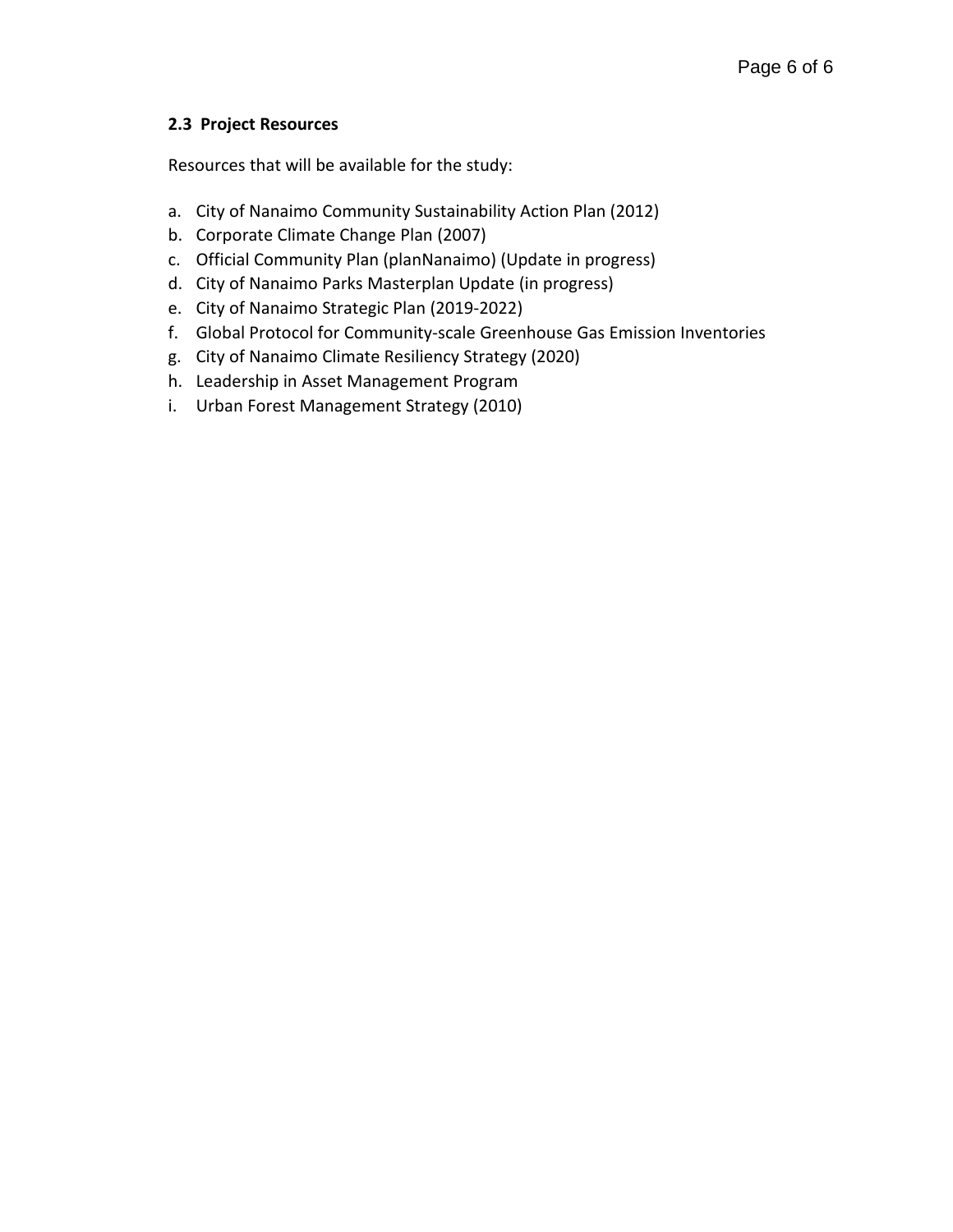### 2.3 Project Resources

Resources that will be available for the study:

a. City of Nanaimo Community Sustainability Action Plan (2012)
b. Corporate Climate Change Plan (2007)
c. Official Community Plan (planNanaimo) (Update in progress)
d. City of Nanaimo Parks Masterplan Update (in progress)
e. City of Nanaimo Strategic Plan (2019-2022)
f. Global Protocol for Community-scale Greenhouse Gas Emission Inventories
g. City of Nanaimo Climate Resiliency Strategy (2020)
h. Leadership in Asset Management Program
i. Urban Forest Management Strategy (2010)